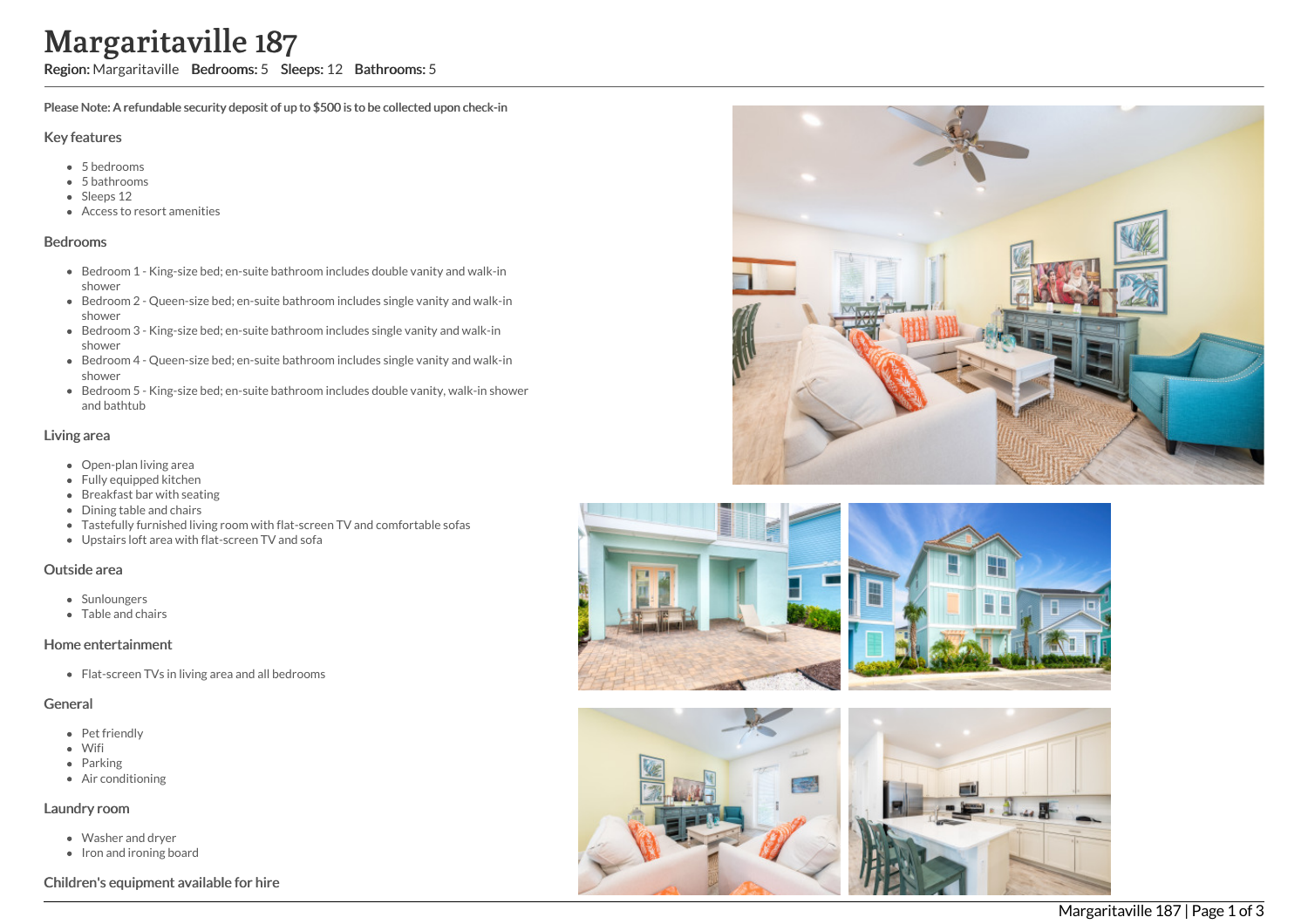# Margaritaville 187

**Region:** Margaritaville **Bedrooms:** 5 **Sleeps:** 12 **Bathrooms:** 5

**Please Note: A refundable security deposit of up to $500 is to be collected upon check-in**

## Key features

- 5 bedrooms
- 5 bathrooms
- Sleeps 12
- Access to resort amenities

## Bedrooms

- Bedroom 1 - King-size bed; en-suite bathroom includes double vanity and walk-in shower
- Bedroom 2 - Queen-size bed; en-suite bathroom includes single vanity and walk-in shower
- Bedroom 3 - King-size bed; en-suite bathroom includes single vanity and walk-in shower
- Bedroom 4 - Queen-size bed; en-suite bathroom includes single vanity and walk-in shower
- Bedroom 5 - King-size bed; en-suite bathroom includes double vanity, walk-in shower and bathtub

## Living area

- Open-plan living area
- Fully equipped kitchen
- Breakfast bar with seating
- Dining table and chairs
- Tastefully furnished living room with flat-screen TV and comfortable sofas
- Upstairs loft area with flat-screen TV and sofa

## Outside area

- Sunloungers
- Table and chairs

## Home entertainment

- Flat-screen TVs in living area and all bedrooms

## General

- Pet friendly
- Wifi
- Parking
- Air conditioning

## Laundry room

- Washer and dryer
- Iron and ironing board

## Children's equipment available for hire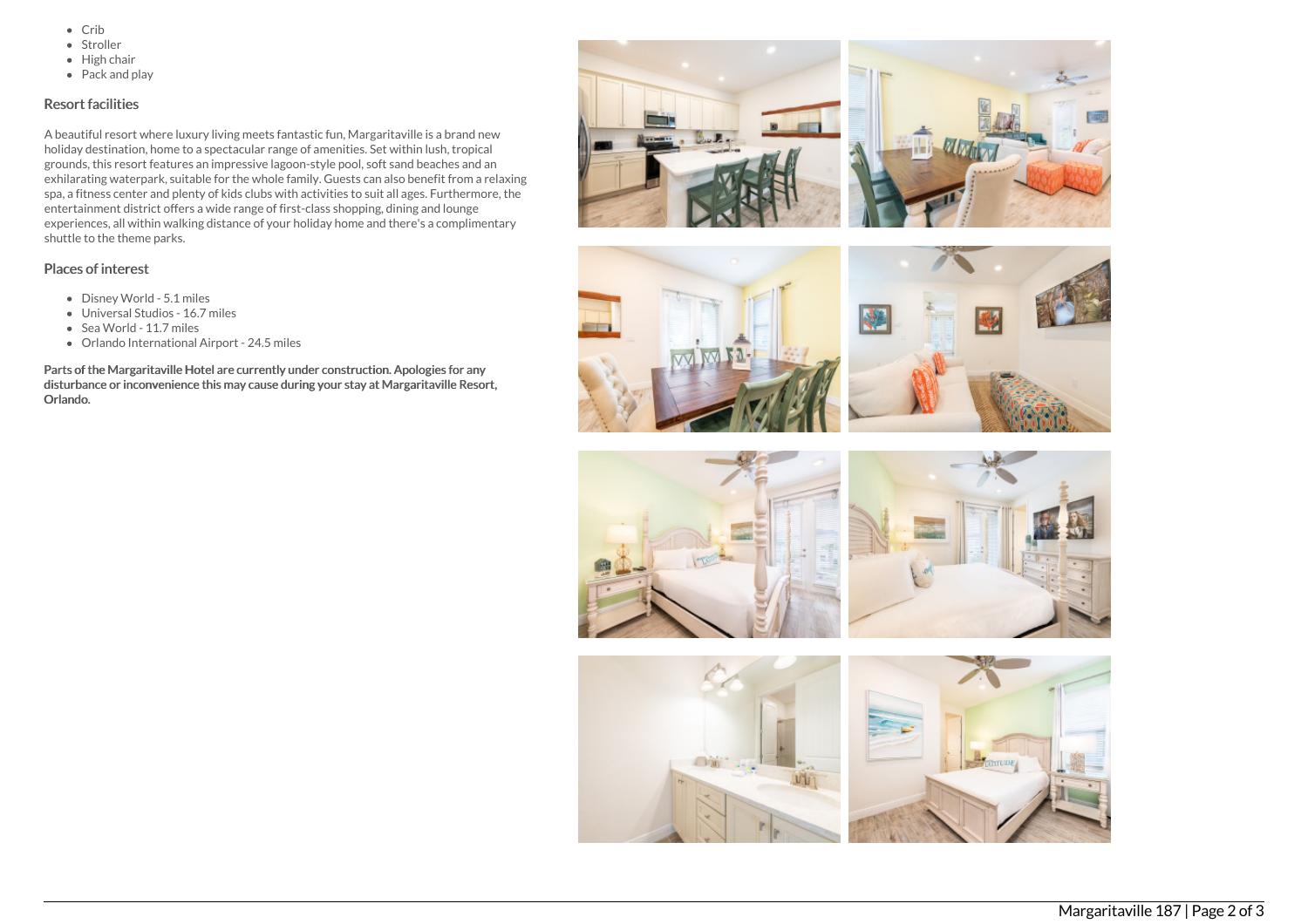- Crib
- Stroller
- High chair
- Pack and play

### Resort facilities

A beautiful resort where luxury living meets fantastic fun, Margaritaville is a brand new holiday destination, home to a spectacular range of amenities. Set within lush, tropical grounds, this resort features an impressive lagoon-style pool, soft sand beaches and an exhilarating waterpark, suitable for the whole family. Guests can also benefit from a relaxing spa, a fitness center and plenty of kids clubs with activities to suit all ages. Furthermore, the entertainment district offers a wide range of first-class shopping, dining and lounge experiences, all within walking distance of your holiday home and there's a complimentary shuttle to the theme parks.

### Places of interest

- Disney World - 5.1 miles
- Universal Studios - 16.7 miles
- Sea World - 11.7 miles
- Orlando International Airport - 24.5 miles

**Parts of the Margaritaville Hotel are currently under construction. Apologies for any disturbance or inconvenience this may cause during your stay at Margaritaville Resort, Orlando.**